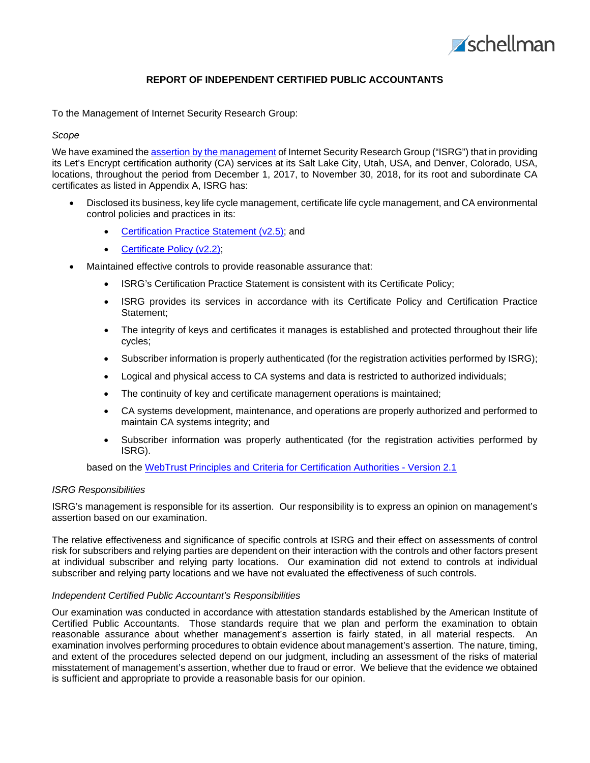# REPORT OF INDEPENDENT CERTIFIED PUBLIC ACCOUNTANTS

To the Management of Internet Security Research Group:

*Scope*

We have examined the assertion by the management of Internet Security Research Group ("ISRG") that in providing its Let's Encrypt certification authority (CA) services at its Salt Lake City, Utah, USA, and Denver, Colorado, USA, locations, throughout the period from December 1, 2017, to November 30, 2018, for its root and subordinate CA certificates as listed in Appendix A, ISRG has:

- Disclosed its business, key life cycle management, certificate life cycle management, and CA environmental control policies and practices in its:
  - Certification Practice Statement (v2.5); and
  - Certificate Policy (v2.2);
- Maintained effective controls to provide reasonable assurance that:
  - ISRG's Certification Practice Statement is consistent with its Certificate Policy;
  - ISRG provides its services in accordance with its Certificate Policy and Certification Practice Statement;
  - The integrity of keys and certificates it manages is established and protected throughout their life cycles;
  - Subscriber information is properly authenticated (for the registration activities performed by ISRG);
  - Logical and physical access to CA systems and data is restricted to authorized individuals;
  - The continuity of key and certificate management operations is maintained;
  - CA systems development, maintenance, and operations are properly authorized and performed to maintain CA systems integrity; and
  - Subscriber information was properly authenticated (for the registration activities performed by ISRG).

  based on the WebTrust Principles and Criteria for Certification Authorities - Version 2.1

*ISRG Responsibilities*

ISRG's management is responsible for its assertion. Our responsibility is to express an opinion on management's assertion based on our examination.

The relative effectiveness and significance of specific controls at ISRG and their effect on assessments of control risk for subscribers and relying parties are dependent on their interaction with the controls and other factors present at individual subscriber and relying party locations. Our examination did not extend to controls at individual subscriber and relying party locations and we have not evaluated the effectiveness of such controls.

*Independent Certified Public Accountant's Responsibilities*

Our examination was conducted in accordance with attestation standards established by the American Institute of Certified Public Accountants. Those standards require that we plan and perform the examination to obtain reasonable assurance about whether management's assertion is fairly stated, in all material respects. An examination involves performing procedures to obtain evidence about management's assertion. The nature, timing, and extent of the procedures selected depend on our judgment, including an assessment of the risks of material misstatement of management's assertion, whether due to fraud or error. We believe that the evidence we obtained is sufficient and appropriate to provide a reasonable basis for our opinion.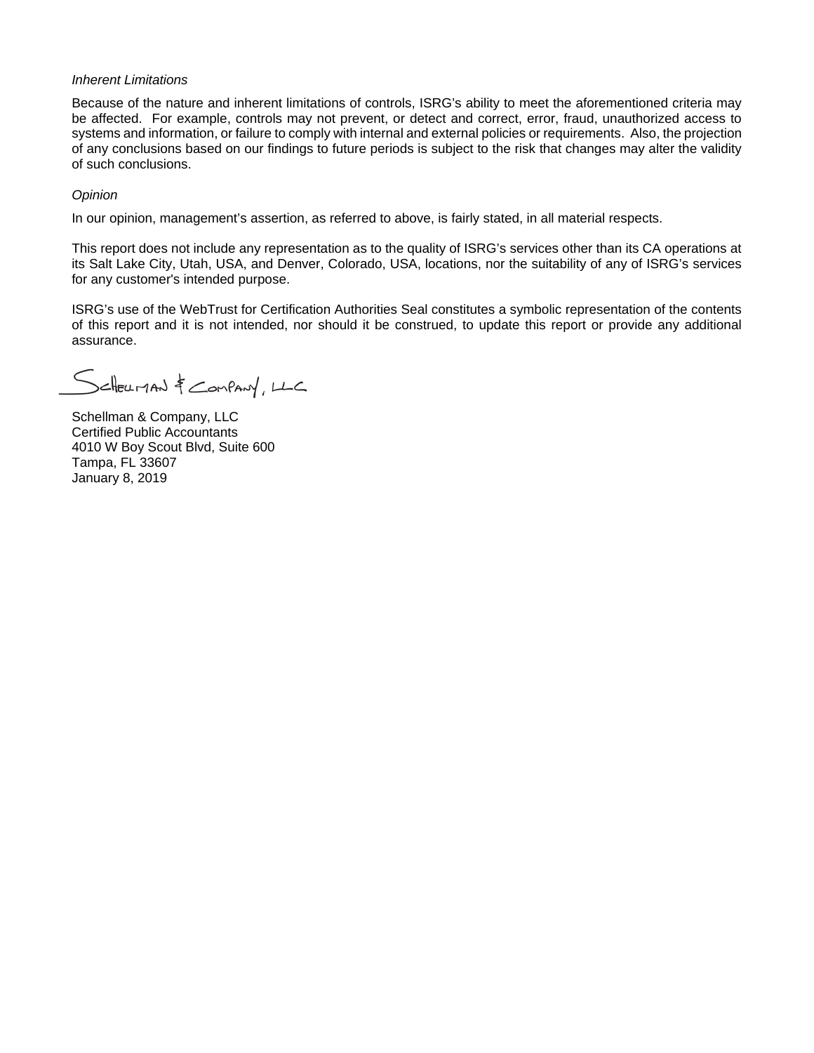*Inherent Limitations*

Because of the nature and inherent limitations of controls, ISRG's ability to meet the aforementioned criteria may be affected. For example, controls may not prevent, or detect and correct, error, fraud, unauthorized access to systems and information, or failure to comply with internal and external policies or requirements. Also, the projection of any conclusions based on our findings to future periods is subject to the risk that changes may alter the validity of such conclusions.

*Opinion*

In our opinion, management's assertion, as referred to above, is fairly stated, in all material respects.

This report does not include any representation as to the quality of ISRG's services other than its CA operations at its Salt Lake City, Utah, USA, and Denver, Colorado, USA, locations, nor the suitability of any of ISRG's services for any customer's intended purpose.

ISRG's use of the WebTrust for Certification Authorities Seal constitutes a symbolic representation of the contents of this report and it is not intended, nor should it be construed, to update this report or provide any additional assurance.

Schellman & Company, LLC

Schellman & Company, LLC
Certified Public Accountants
4010 W Boy Scout Blvd, Suite 600
Tampa, FL 33607
January 8, 2019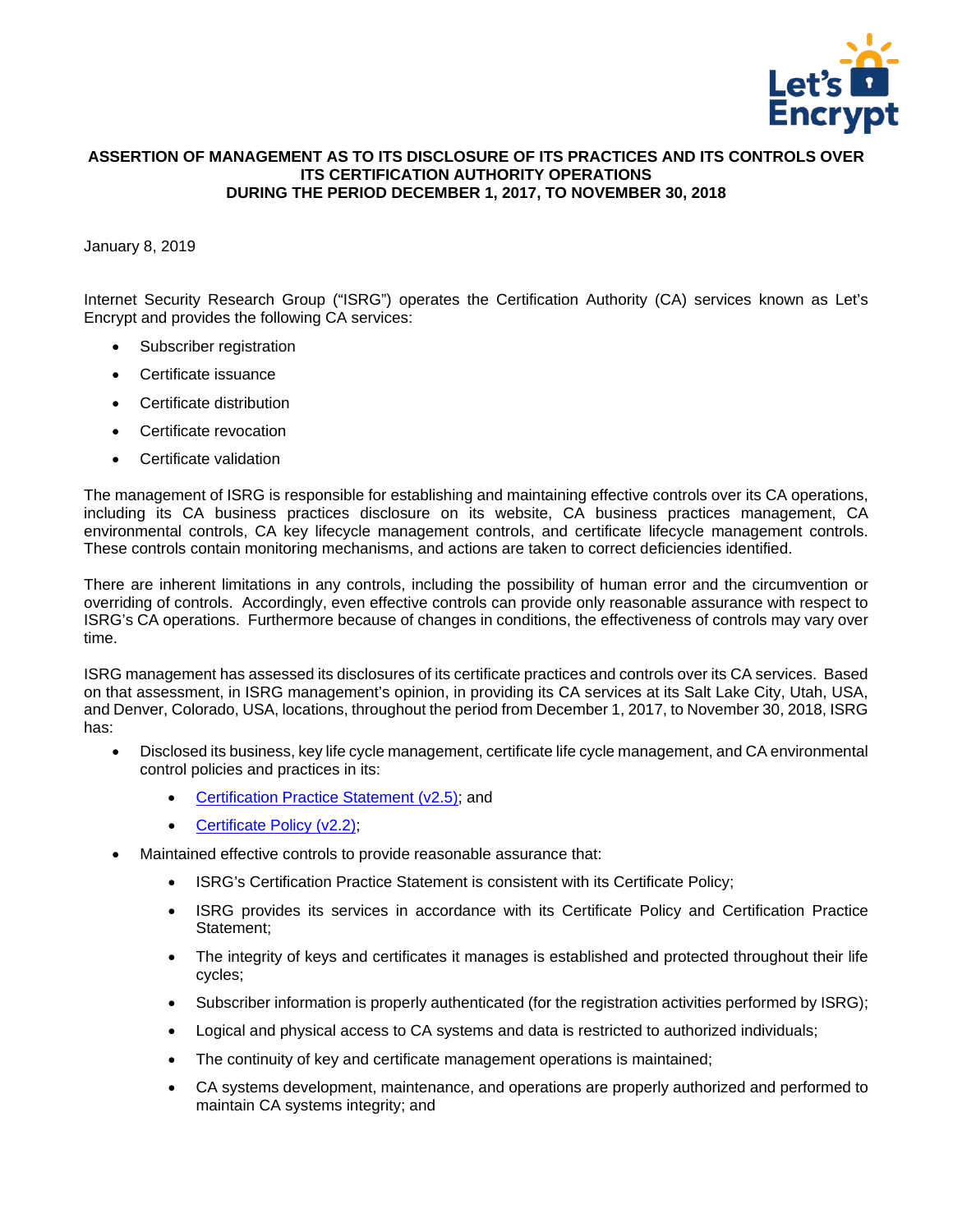**ASSERTION OF MANAGEMENT AS TO ITS DISCLOSURE OF ITS PRACTICES AND ITS CONTROLS OVER ITS CERTIFICATION AUTHORITY OPERATIONS DURING THE PERIOD DECEMBER 1, 2017, TO NOVEMBER 30, 2018**

January 8, 2019

Internet Security Research Group ("ISRG") operates the Certification Authority (CA) services known as Let's Encrypt and provides the following CA services:

- Subscriber registration
- Certificate issuance
- Certificate distribution
- Certificate revocation
- Certificate validation

The management of ISRG is responsible for establishing and maintaining effective controls over its CA operations, including its CA business practices disclosure on its website, CA business practices management, CA environmental controls, CA key lifecycle management controls, and certificate lifecycle management controls. These controls contain monitoring mechanisms, and actions are taken to correct deficiencies identified.

There are inherent limitations in any controls, including the possibility of human error and the circumvention or overriding of controls. Accordingly, even effective controls can provide only reasonable assurance with respect to ISRG's CA operations. Furthermore because of changes in conditions, the effectiveness of controls may vary over time.

ISRG management has assessed its disclosures of its certificate practices and controls over its CA services. Based on that assessment, in ISRG management's opinion, in providing its CA services at its Salt Lake City, Utah, USA, and Denver, Colorado, USA, locations, throughout the period from December 1, 2017, to November 30, 2018, ISRG has:

- Disclosed its business, key life cycle management, certificate life cycle management, and CA environmental control policies and practices in its:
  - Certification Practice Statement (v2.5); and
  - Certificate Policy (v2.2);
- Maintained effective controls to provide reasonable assurance that:
  - ISRG's Certification Practice Statement is consistent with its Certificate Policy;
  - ISRG provides its services in accordance with its Certificate Policy and Certification Practice Statement;
  - The integrity of keys and certificates it manages is established and protected throughout their life cycles;
  - Subscriber information is properly authenticated (for the registration activities performed by ISRG);
  - Logical and physical access to CA systems and data is restricted to authorized individuals;
  - The continuity of key and certificate management operations is maintained;
  - CA systems development, maintenance, and operations are properly authorized and performed to maintain CA systems integrity; and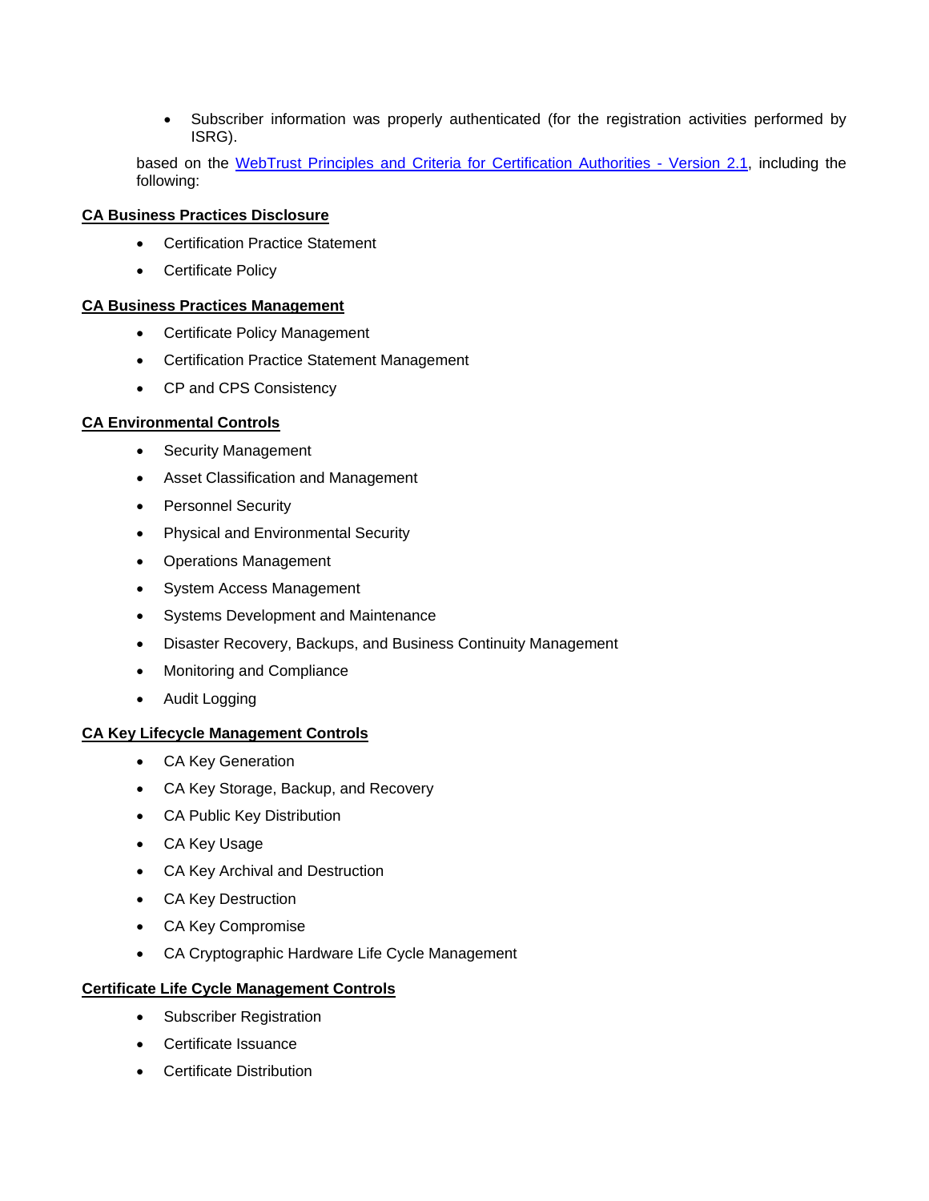- Subscriber information was properly authenticated (for the registration activities performed by ISRG).

based on the [WebTrust Principles and Criteria for Certification Authorities - Version 2.1](), including the following:

**CA Business Practices Disclosure**

- Certification Practice Statement
- Certificate Policy

**CA Business Practices Management**

- Certificate Policy Management
- Certification Practice Statement Management
- CP and CPS Consistency

**CA Environmental Controls**

- Security Management
- Asset Classification and Management
- Personnel Security
- Physical and Environmental Security
- Operations Management
- System Access Management
- Systems Development and Maintenance
- Disaster Recovery, Backups, and Business Continuity Management
- Monitoring and Compliance
- Audit Logging

**CA Key Lifecycle Management Controls**

- CA Key Generation
- CA Key Storage, Backup, and Recovery
- CA Public Key Distribution
- CA Key Usage
- CA Key Archival and Destruction
- CA Key Destruction
- CA Key Compromise
- CA Cryptographic Hardware Life Cycle Management

**Certificate Life Cycle Management Controls**

- Subscriber Registration
- Certificate Issuance
- Certificate Distribution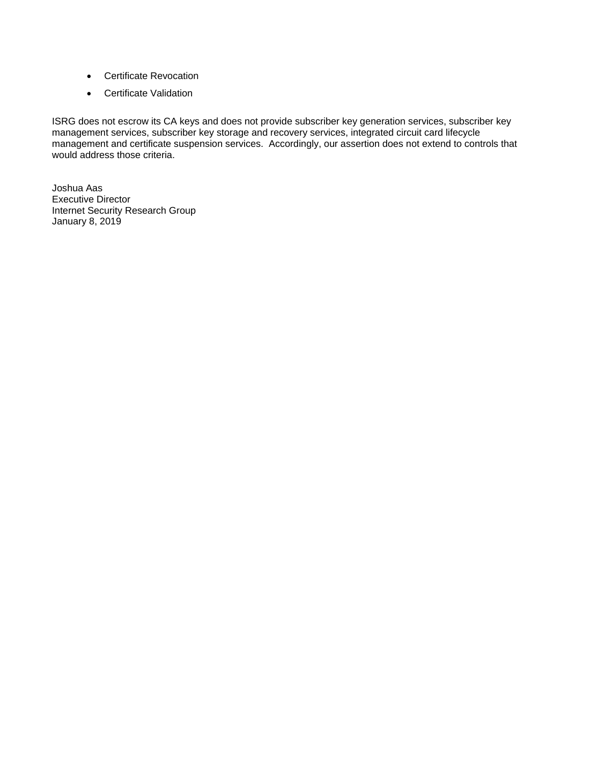- Certificate Revocation
- Certificate Validation

ISRG does not escrow its CA keys and does not provide subscriber key generation services, subscriber key management services, subscriber key storage and recovery services, integrated circuit card lifecycle management and certificate suspension services. Accordingly, our assertion does not extend to controls that would address those criteria.

Joshua Aas
Executive Director
Internet Security Research Group
January 8, 2019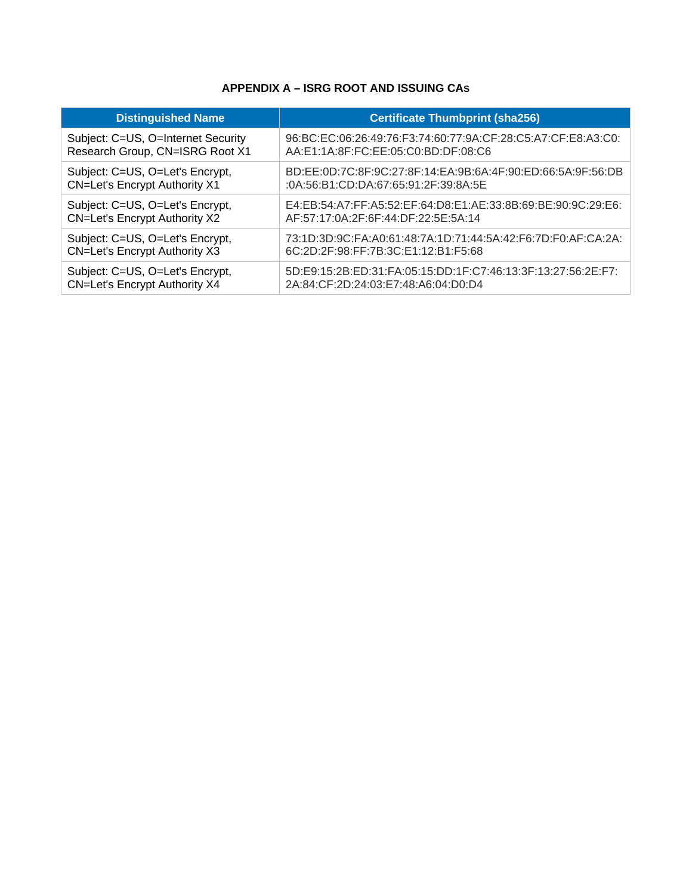## APPENDIX A – ISRG ROOT AND ISSUING CAs

| Distinguished Name | Certificate Thumbprint (sha256) |
|---|---|
| Subject: C=US, O=Internet Security Research Group, CN=ISRG Root X1 | 96:BC:EC:06:26:49:76:F3:74:60:77:9A:CF:28:C5:A7:CF:E8:A3:C0:AA:E1:1A:8F:FC:EE:05:C0:BD:DF:08:C6 |
| Subject: C=US, O=Let's Encrypt, CN=Let's Encrypt Authority X1 | BD:EE:0D:7C:8F:9C:27:8F:14:EA:9B:6A:4F:90:ED:66:5A:9F:56:DB:0A:56:B1:CD:DA:67:65:91:2F:39:8A:5E |
| Subject: C=US, O=Let's Encrypt, CN=Let's Encrypt Authority X2 | E4:EB:54:A7:FF:A5:52:EF:64:D8:E1:AE:33:8B:69:BE:90:9C:29:E6:AF:57:17:0A:2F:6F:44:DF:22:5E:5A:14 |
| Subject: C=US, O=Let's Encrypt, CN=Let's Encrypt Authority X3 | 73:1D:3D:9C:FA:A0:61:48:7A:1D:71:44:5A:42:F6:7D:F0:AF:CA:2A:6C:2D:2F:98:FF:7B:3C:E1:12:B1:F5:68 |
| Subject: C=US, O=Let's Encrypt, CN=Let's Encrypt Authority X4 | 5D:E9:15:2B:ED:31:FA:05:15:DD:1F:C7:46:13:3F:13:27:56:2E:F7:2A:84:CF:2D:24:03:E7:48:A6:04:D0:D4 |